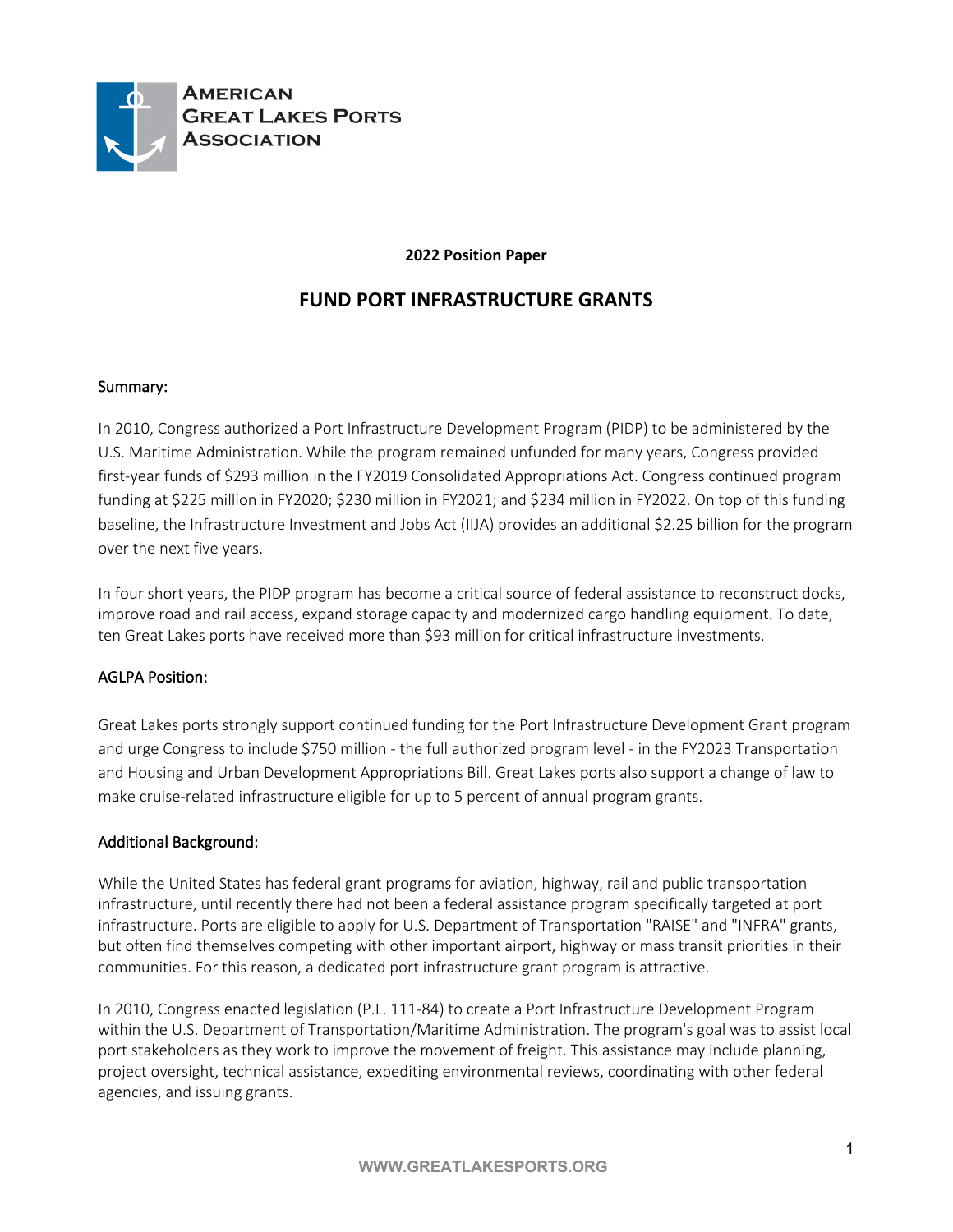AMERICAN
GREAT LAKES PORTS
ASSOCIATION

**2022 Position Paper**

# FUND PORT INFRASTRUCTURE GRANTS

## Summary:

In 2010, Congress authorized a Port Infrastructure Development Program (PIDP) to be administered by the U.S. Maritime Administration. While the program remained unfunded for many years, Congress provided first-year funds of $293 million in the FY2019 Consolidated Appropriations Act. Congress continued program funding at $225 million in FY2020; $230 million in FY2021; and $234 million in FY2022. On top of this funding baseline, the Infrastructure Investment and Jobs Act (IIJA) provides an additional $2.25 billion for the program over the next five years.

In four short years, the PIDP program has become a critical source of federal assistance to reconstruct docks, improve road and rail access, expand storage capacity and modernized cargo handling equipment. To date, ten Great Lakes ports have received more than $93 million for critical infrastructure investments.

## AGLPA Position:

Great Lakes ports strongly support continued funding for the Port Infrastructure Development Grant program and urge Congress to include $750 million - the full authorized program level - in the FY2023 Transportation and Housing and Urban Development Appropriations Bill. Great Lakes ports also support a change of law to make cruise-related infrastructure eligible for up to 5 percent of annual program grants.

## Additional Background:

While the United States has federal grant programs for aviation, highway, rail and public transportation infrastructure, until recently there had not been a federal assistance program specifically targeted at port infrastructure. Ports are eligible to apply for U.S. Department of Transportation "RAISE" and "INFRA" grants, but often find themselves competing with other important airport, highway or mass transit priorities in their communities. For this reason, a dedicated port infrastructure grant program is attractive.

In 2010, Congress enacted legislation (P.L. 111-84) to create a Port Infrastructure Development Program within the U.S. Department of Transportation/Maritime Administration. The program's goal was to assist local port stakeholders as they work to improve the movement of freight. This assistance may include planning, project oversight, technical assistance, expediting environmental reviews, coordinating with other federal agencies, and issuing grants.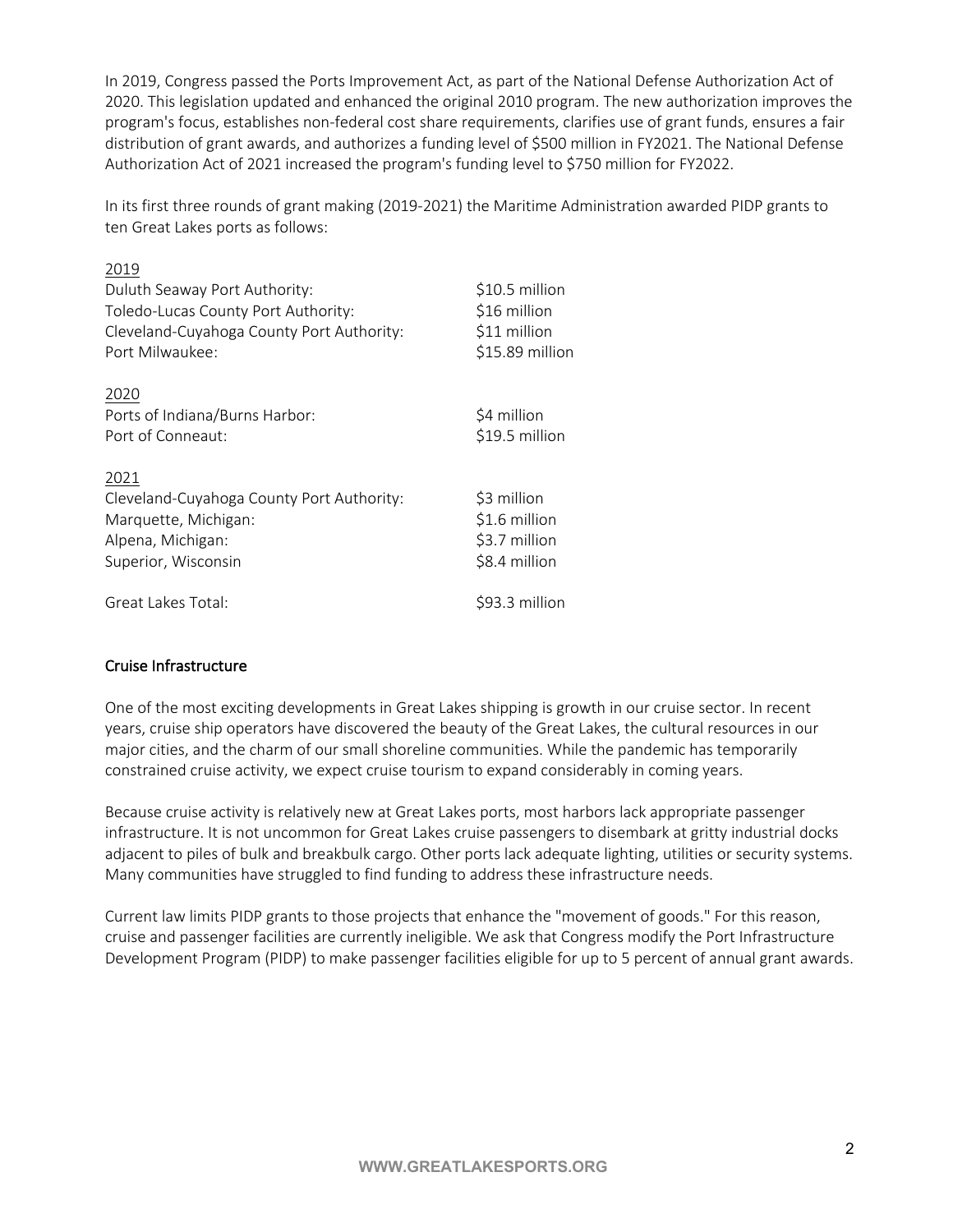In 2019, Congress passed the Ports Improvement Act, as part of the National Defense Authorization Act of 2020. This legislation updated and enhanced the original 2010 program. The new authorization improves the program's focus, establishes non-federal cost share requirements, clarifies use of grant funds, ensures a fair distribution of grant awards, and authorizes a funding level of $500 million in FY2021. The National Defense Authorization Act of 2021 increased the program's funding level to $750 million for FY2022.

In its first three rounds of grant making (2019-2021) the Maritime Administration awarded PIDP grants to ten Great Lakes ports as follows:

| | |
|---|---|
| <u>2019</u> | |
| Duluth Seaway Port Authority: | $10.5 million |
| Toledo-Lucas County Port Authority: | $16 million |
| Cleveland-Cuyahoga County Port Authority: | $11 million |
| Port Milwaukee: | $15.89 million |
| <u>2020</u> | |
| Ports of Indiana/Burns Harbor: | $4 million |
| Port of Conneaut: | $19.5 million |
| <u>2021</u> | |
| Cleveland-Cuyahoga County Port Authority: | $3 million |
| Marquette, Michigan: | $1.6 million |
| Alpena, Michigan: | $3.7 million |
| Superior, Wisconsin | $8.4 million |
| Great Lakes Total: | $93.3 million |

## Cruise Infrastructure

One of the most exciting developments in Great Lakes shipping is growth in our cruise sector. In recent years, cruise ship operators have discovered the beauty of the Great Lakes, the cultural resources in our major cities, and the charm of our small shoreline communities. While the pandemic has temporarily constrained cruise activity, we expect cruise tourism to expand considerably in coming years.

Because cruise activity is relatively new at Great Lakes ports, most harbors lack appropriate passenger infrastructure. It is not uncommon for Great Lakes cruise passengers to disembark at gritty industrial docks adjacent to piles of bulk and breakbulk cargo. Other ports lack adequate lighting, utilities or security systems. Many communities have struggled to find funding to address these infrastructure needs.

Current law limits PIDP grants to those projects that enhance the "movement of goods." For this reason, cruise and passenger facilities are currently ineligible. We ask that Congress modify the Port Infrastructure Development Program (PIDP) to make passenger facilities eligible for up to 5 percent of annual grant awards.